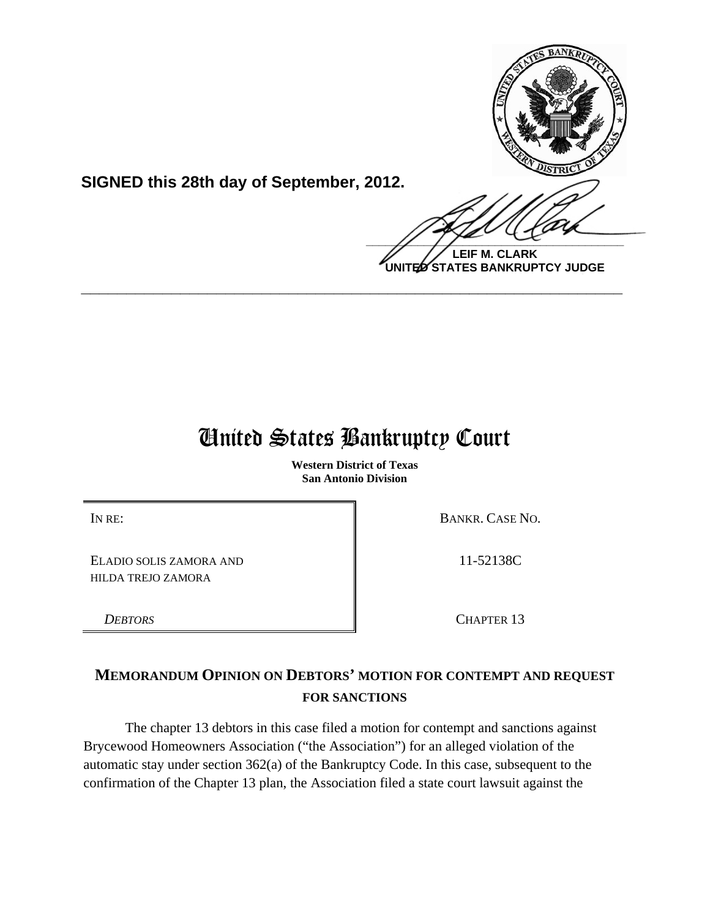**SIGNED this 28th day of September, 2012.**

**LEIF M. CLARK**
**UNITED STATES BANKRUPTCY JUDGE**

---

# United States Bankruptcy Court

**Western District of Texas**
**San Antonio Division**

| | |
|---|---|
| IN RE: | BANKR. CASE NO. |
| ELADIO SOLIS ZAMORA AND HILDA TREJO ZAMORA | 11-52138C |
| *DEBTORS* | CHAPTER 13 |

## MEMORANDUM OPINION ON DEBTORS' MOTION FOR CONTEMPT AND REQUEST FOR SANCTIONS

The chapter 13 debtors in this case filed a motion for contempt and sanctions against Brycewood Homeowners Association ("the Association") for an alleged violation of the automatic stay under section 362(a) of the Bankruptcy Code. In this case, subsequent to the confirmation of the Chapter 13 plan, the Association filed a state court lawsuit against the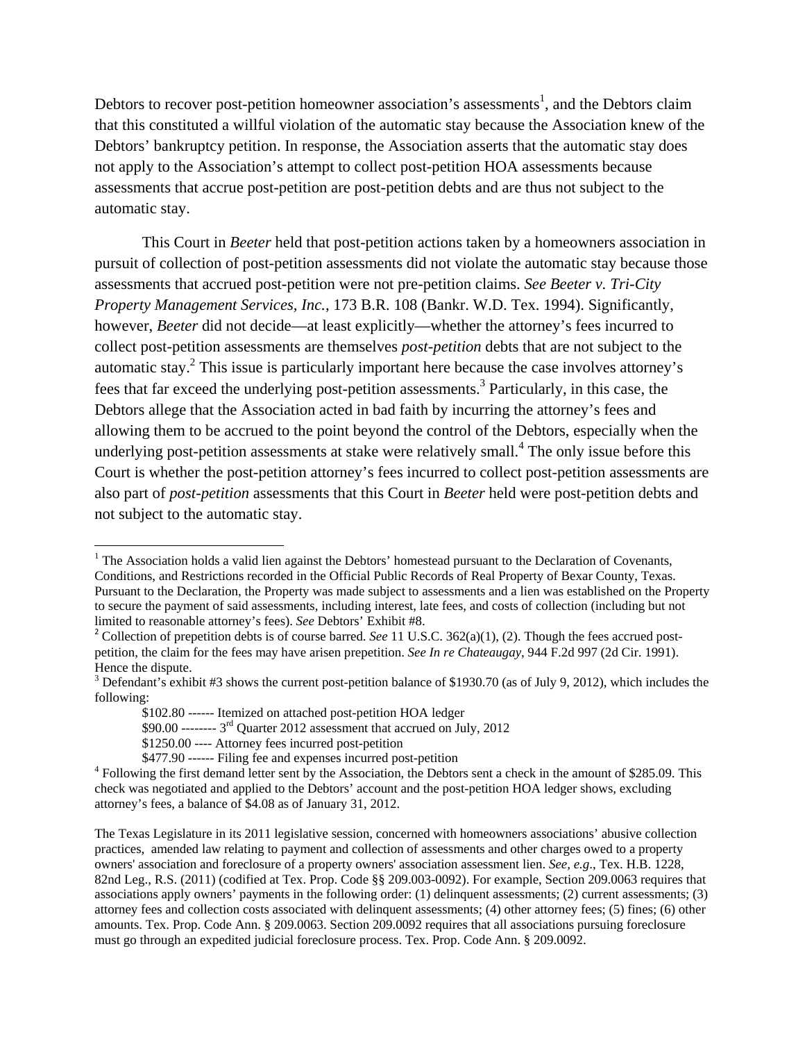Debtors to recover post-petition homeowner association's assessments[1], and the Debtors claim that this constituted a willful violation of the automatic stay because the Association knew of the Debtors' bankruptcy petition. In response, the Association asserts that the automatic stay does not apply to the Association's attempt to collect post-petition HOA assessments because assessments that accrue post-petition are post-petition debts and are thus not subject to the automatic stay.

This Court in *Beeter* held that post-petition actions taken by a homeowners association in pursuit of collection of post-petition assessments did not violate the automatic stay because those assessments that accrued post-petition were not pre-petition claims. *See Beeter v. Tri-City Property Management Services, Inc.*, 173 B.R. 108 (Bankr. W.D. Tex. 1994). Significantly, however, *Beeter* did not decide—at least explicitly—whether the attorney's fees incurred to collect post-petition assessments are themselves *post-petition* debts that are not subject to the automatic stay.[2] This issue is particularly important here because the case involves attorney's fees that far exceed the underlying post-petition assessments.[3] Particularly, in this case, the Debtors allege that the Association acted in bad faith by incurring the attorney's fees and allowing them to be accrued to the point beyond the control of the Debtors, especially when the underlying post-petition assessments at stake were relatively small.[4] The only issue before this Court is whether the post-petition attorney's fees incurred to collect post-petition assessments are also part of *post-petition* assessments that this Court in *Beeter* held were post-petition debts and not subject to the automatic stay.

---

[1] The Association holds a valid lien against the Debtors' homestead pursuant to the Declaration of Covenants, Conditions, and Restrictions recorded in the Official Public Records of Real Property of Bexar County, Texas. Pursuant to the Declaration, the Property was made subject to assessments and a lien was established on the Property to secure the payment of said assessments, including interest, late fees, and costs of collection (including but not limited to reasonable attorney's fees). *See* Debtors' Exhibit #8.

[2] Collection of prepetition debts is of course barred. *See* 11 U.S.C. 362(a)(1), (2). Though the fees accrued post-petition, the claim for the fees may have arisen prepetition. *See In re Chateaugay*, 944 F.2d 997 (2d Cir. 1991). Hence the dispute.

[3] Defendant's exhibit #3 shows the current post-petition balance of $1930.70 (as of July 9, 2012), which includes the following:

$102.80 ------ Itemized on attached post-petition HOA ledger
$90.00 -------- 3rd Quarter 2012 assessment that accrued on July, 2012
$1250.00 ---- Attorney fees incurred post-petition
$477.90 ------ Filing fee and expenses incurred post-petition

[4] Following the first demand letter sent by the Association, the Debtors sent a check in the amount of $285.09. This check was negotiated and applied to the Debtors' account and the post-petition HOA ledger shows, excluding attorney's fees, a balance of $4.08 as of January 31, 2012.

The Texas Legislature in its 2011 legislative session, concerned with homeowners associations' abusive collection practices, amended law relating to payment and collection of assessments and other charges owed to a property owners' association and foreclosure of a property owners' association assessment lien. *See, e.g*., Tex. H.B. 1228, 82nd Leg., R.S. (2011) (codified at Tex. Prop. Code §§ 209.003-0092). For example, Section 209.0063 requires that associations apply owners' payments in the following order: (1) delinquent assessments; (2) current assessments; (3) attorney fees and collection costs associated with delinquent assessments; (4) other attorney fees; (5) fines; (6) other amounts. Tex. Prop. Code Ann. § 209.0063. Section 209.0092 requires that all associations pursuing foreclosure must go through an expedited judicial foreclosure process. Tex. Prop. Code Ann. § 209.0092.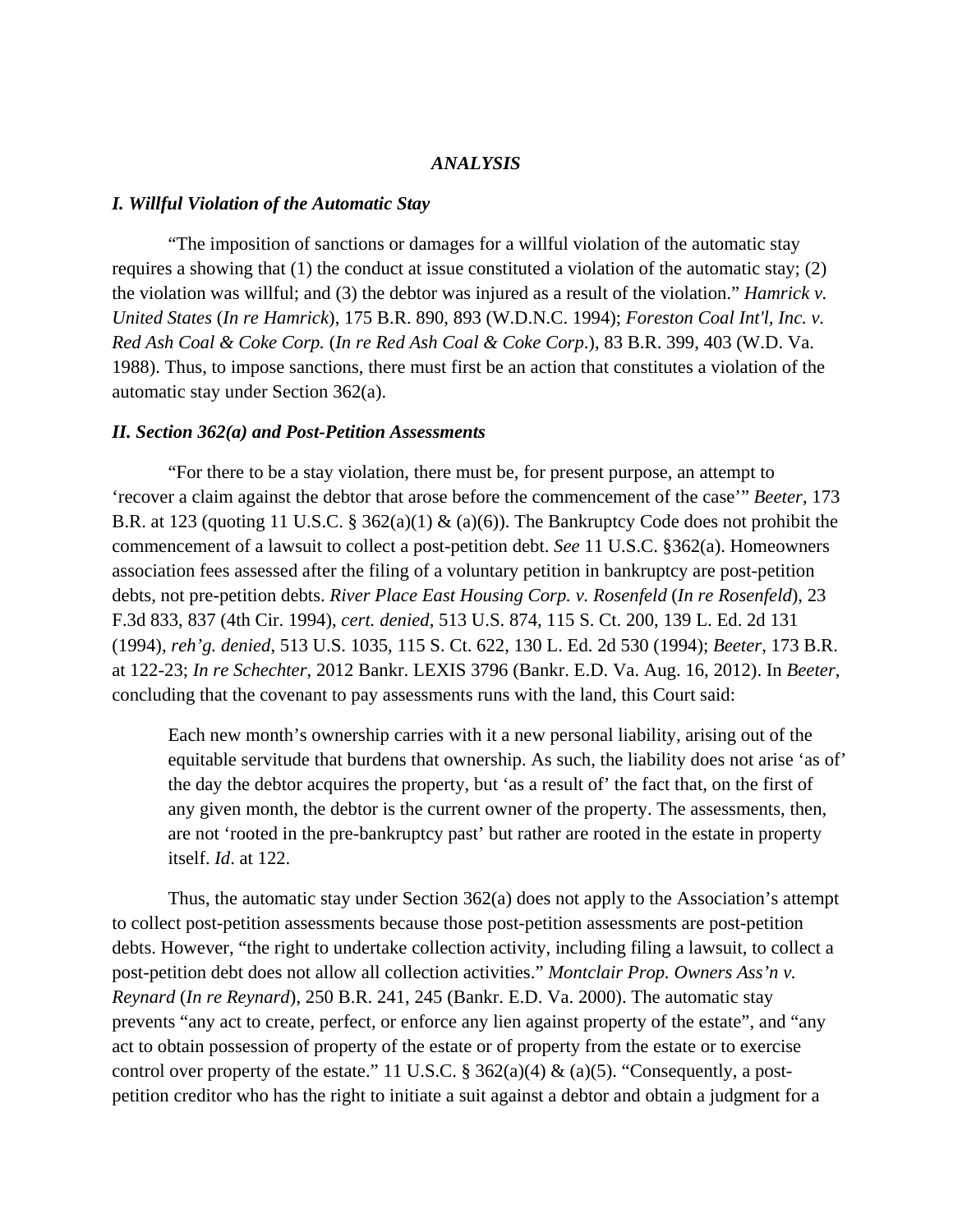## *ANALYSIS*

### *I. Willful Violation of the Automatic Stay*

"The imposition of sanctions or damages for a willful violation of the automatic stay requires a showing that (1) the conduct at issue constituted a violation of the automatic stay; (2) the violation was willful; and (3) the debtor was injured as a result of the violation." *Hamrick v. United States* (*In re Hamrick*), 175 B.R. 890, 893 (W.D.N.C. 1994); *Foreston Coal Int'l, Inc. v. Red Ash Coal & Coke Corp.* (*In re Red Ash Coal & Coke Corp.*), 83 B.R. 399, 403 (W.D. Va. 1988). Thus, to impose sanctions, there must first be an action that constitutes a violation of the automatic stay under Section 362(a).

### *II. Section 362(a) and Post-Petition Assessments*

"For there to be a stay violation, there must be, for present purpose, an attempt to 'recover a claim against the debtor that arose before the commencement of the case'" *Beeter*, 173 B.R. at 123 (quoting 11 U.S.C. § 362(a)(1) & (a)(6)). The Bankruptcy Code does not prohibit the commencement of a lawsuit to collect a post-petition debt. *See* 11 U.S.C. §362(a). Homeowners association fees assessed after the filing of a voluntary petition in bankruptcy are post-petition debts, not pre-petition debts. *River Place East Housing Corp. v. Rosenfeld* (*In re Rosenfeld*), 23 F.3d 833, 837 (4th Cir. 1994), *cert. denied*, 513 U.S. 874, 115 S. Ct. 200, 139 L. Ed. 2d 131 (1994), *reh'g. denied*, 513 U.S. 1035, 115 S. Ct. 622, 130 L. Ed. 2d 530 (1994); *Beeter*, 173 B.R. at 122-23; *In re Schechter*, 2012 Bankr. LEXIS 3796 (Bankr. E.D. Va. Aug. 16, 2012). In *Beeter*, concluding that the covenant to pay assessments runs with the land, this Court said:

> Each new month's ownership carries with it a new personal liability, arising out of the equitable servitude that burdens that ownership. As such, the liability does not arise 'as of' the day the debtor acquires the property, but 'as a result of' the fact that, on the first of any given month, the debtor is the current owner of the property. The assessments, then, are not 'rooted in the pre-bankruptcy past' but rather are rooted in the estate in property itself. *Id*. at 122.

Thus, the automatic stay under Section 362(a) does not apply to the Association's attempt to collect post-petition assessments because those post-petition assessments are post-petition debts. However, "the right to undertake collection activity, including filing a lawsuit, to collect a post-petition debt does not allow all collection activities." *Montclair Prop. Owners Ass'n v. Reynard* (*In re Reynard*), 250 B.R. 241, 245 (Bankr. E.D. Va. 2000). The automatic stay prevents "any act to create, perfect, or enforce any lien against property of the estate", and "any act to obtain possession of property of the estate or of property from the estate or to exercise control over property of the estate." 11 U.S.C. § 362(a)(4) & (a)(5). "Consequently, a post-petition creditor who has the right to initiate a suit against a debtor and obtain a judgment for a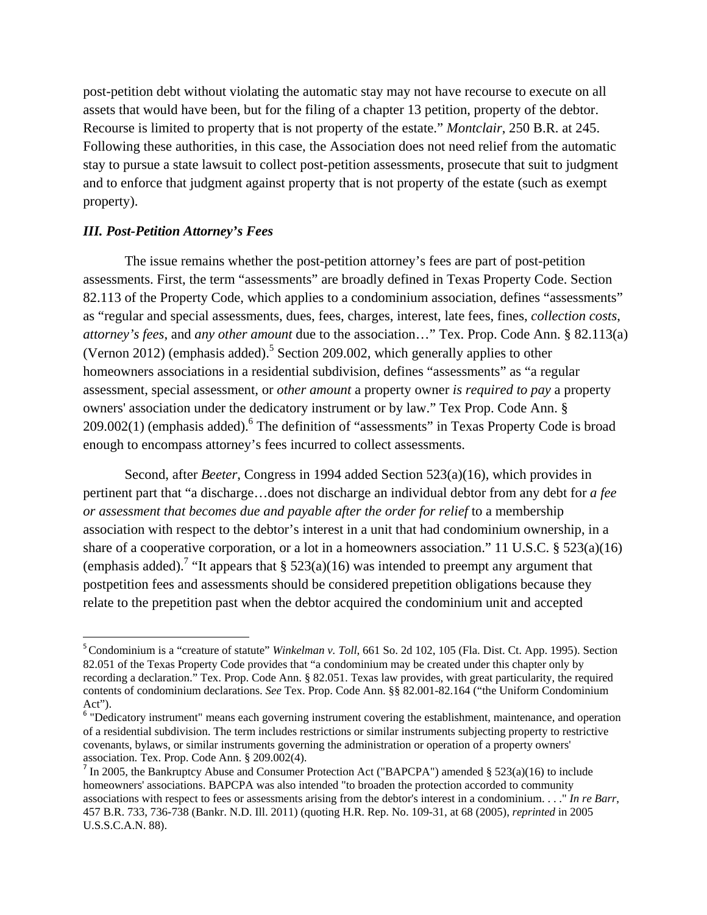post-petition debt without violating the automatic stay may not have recourse to execute on all assets that would have been, but for the filing of a chapter 13 petition, property of the debtor. Recourse is limited to property that is not property of the estate." *Montclair*, 250 B.R. at 245. Following these authorities, in this case, the Association does not need relief from the automatic stay to pursue a state lawsuit to collect post-petition assessments, prosecute that suit to judgment and to enforce that judgment against property that is not property of the estate (such as exempt property).

### *III. Post-Petition Attorney's Fees*

The issue remains whether the post-petition attorney's fees are part of post-petition assessments. First, the term "assessments" are broadly defined in Texas Property Code. Section 82.113 of the Property Code, which applies to a condominium association, defines "assessments" as "regular and special assessments, dues, fees, charges, interest, late fees, fines, *collection costs*, *attorney's fees*, and *any other amount* due to the association…" Tex. Prop. Code Ann. § 82.113(a) (Vernon 2012) (emphasis added).[5] Section 209.002, which generally applies to other homeowners associations in a residential subdivision, defines "assessments" as "a regular assessment, special assessment, or *other amount* a property owner *is required to pay* a property owners' association under the dedicatory instrument or by law." Tex Prop. Code Ann. § 209.002(1) (emphasis added).[6] The definition of "assessments" in Texas Property Code is broad enough to encompass attorney's fees incurred to collect assessments.

Second, after *Beeter*, Congress in 1994 added Section 523(a)(16), which provides in pertinent part that "a discharge…does not discharge an individual debtor from any debt for *a fee or assessment that becomes due and payable after the order for relief* to a membership association with respect to the debtor's interest in a unit that had condominium ownership, in a share of a cooperative corporation, or a lot in a homeowners association." 11 U.S.C. § 523(a)(16) (emphasis added).[7] "It appears that § 523(a)(16) was intended to preempt any argument that postpetition fees and assessments should be considered prepetition obligations because they relate to the prepetition past when the debtor acquired the condominium unit and accepted

---

[5] Condominium is a "creature of statute" *Winkelman v. Toll*, 661 So. 2d 102, 105 (Fla. Dist. Ct. App. 1995). Section 82.051 of the Texas Property Code provides that "a condominium may be created under this chapter only by recording a declaration." Tex. Prop. Code Ann. § 82.051. Texas law provides, with great particularity, the required contents of condominium declarations. *See* Tex. Prop. Code Ann. §§ 82.001-82.164 ("the Uniform Condominium Act").

[6] "Dedicatory instrument" means each governing instrument covering the establishment, maintenance, and operation of a residential subdivision. The term includes restrictions or similar instruments subjecting property to restrictive covenants, bylaws, or similar instruments governing the administration or operation of a property owners' association. Tex. Prop. Code Ann. § 209.002(4).

[7] In 2005, the Bankruptcy Abuse and Consumer Protection Act ("BAPCPA") amended § 523(a)(16) to include homeowners' associations. BAPCPA was also intended "to broaden the protection accorded to community associations with respect to fees or assessments arising from the debtor's interest in a condominium. . . ." *In re Barr*, 457 B.R. 733, 736-738 (Bankr. N.D. Ill. 2011) (quoting H.R. Rep. No. 109-31, at 68 (2005), *reprinted* in 2005 U.S.S.C.A.N. 88).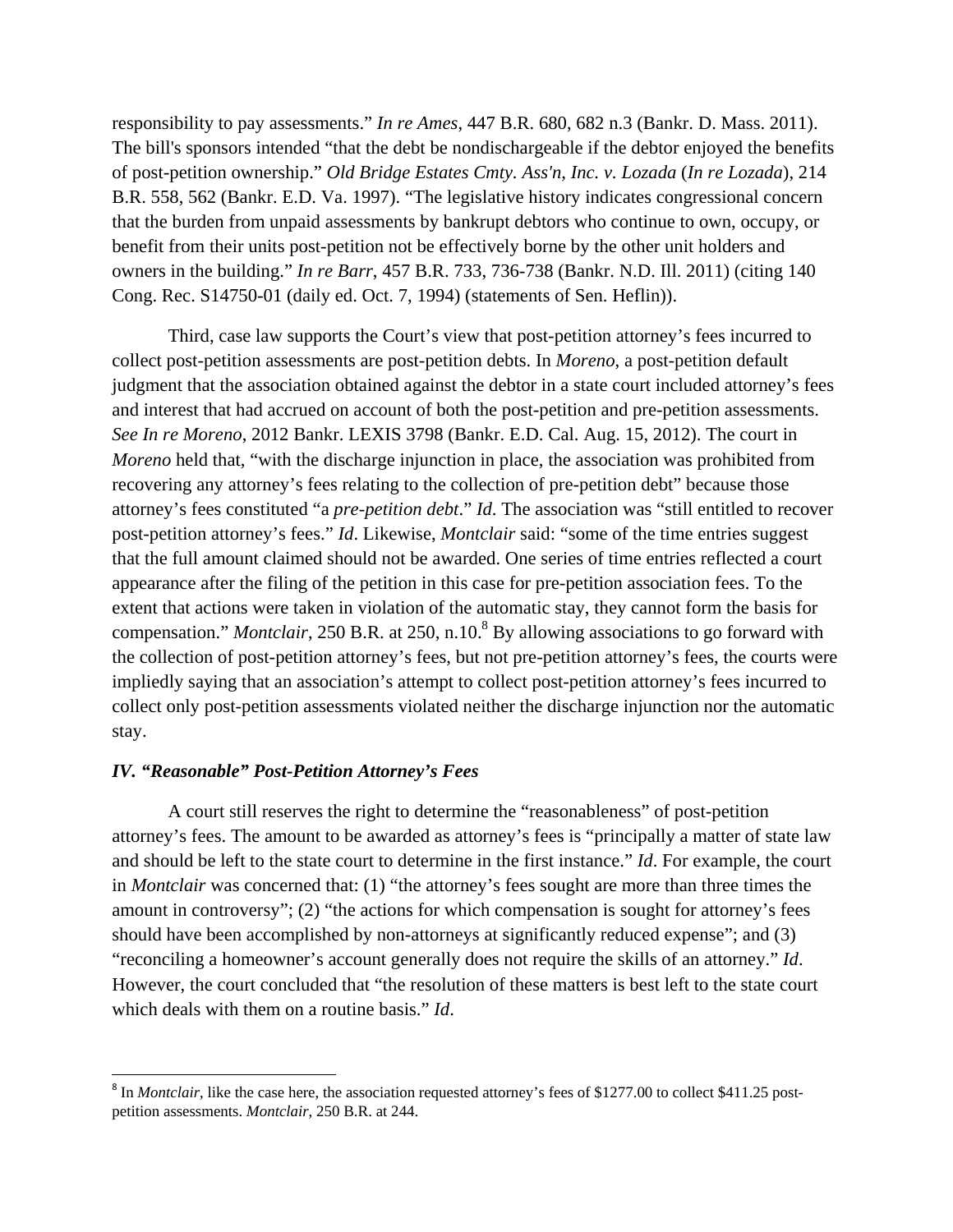responsibility to pay assessments." *In re Ames*, 447 B.R. 680, 682 n.3 (Bankr. D. Mass. 2011). The bill's sponsors intended "that the debt be nondischargeable if the debtor enjoyed the benefits of post-petition ownership." *Old Bridge Estates Cmty. Ass'n, Inc. v. Lozada* (*In re Lozada*), 214 B.R. 558, 562 (Bankr. E.D. Va. 1997). "The legislative history indicates congressional concern that the burden from unpaid assessments by bankrupt debtors who continue to own, occupy, or benefit from their units post-petition not be effectively borne by the other unit holders and owners in the building." *In re Barr*, 457 B.R. 733, 736-738 (Bankr. N.D. Ill. 2011) (citing 140 Cong. Rec. S14750-01 (daily ed. Oct. 7, 1994) (statements of Sen. Heflin)).

Third, case law supports the Court's view that post-petition attorney's fees incurred to collect post-petition assessments are post-petition debts. In *Moreno*, a post-petition default judgment that the association obtained against the debtor in a state court included attorney's fees and interest that had accrued on account of both the post-petition and pre-petition assessments. *See In re Moreno*, 2012 Bankr. LEXIS 3798 (Bankr. E.D. Cal. Aug. 15, 2012). The court in *Moreno* held that, "with the discharge injunction in place, the association was prohibited from recovering any attorney's fees relating to the collection of pre-petition debt" because those attorney's fees constituted "a *pre-petition debt*." *Id*. The association was "still entitled to recover post-petition attorney's fees." *Id*. Likewise, *Montclair* said: "some of the time entries suggest that the full amount claimed should not be awarded. One series of time entries reflected a court appearance after the filing of the petition in this case for pre-petition association fees. To the extent that actions were taken in violation of the automatic stay, they cannot form the basis for compensation." *Montclair*, 250 B.R. at 250, n.10.[8] By allowing associations to go forward with the collection of post-petition attorney's fees, but not pre-petition attorney's fees, the courts were impliedly saying that an association's attempt to collect post-petition attorney's fees incurred to collect only post-petition assessments violated neither the discharge injunction nor the automatic stay.

### *IV. "Reasonable" Post-Petition Attorney's Fees*

A court still reserves the right to determine the "reasonableness" of post-petition attorney's fees. The amount to be awarded as attorney's fees is "principally a matter of state law and should be left to the state court to determine in the first instance." *Id*. For example, the court in *Montclair* was concerned that: (1) "the attorney's fees sought are more than three times the amount in controversy"; (2) "the actions for which compensation is sought for attorney's fees should have been accomplished by non-attorneys at significantly reduced expense"; and (3) "reconciling a homeowner's account generally does not require the skills of an attorney." *Id*. However, the court concluded that "the resolution of these matters is best left to the state court which deals with them on a routine basis." *Id*.

---

[8] In *Montclair*, like the case here, the association requested attorney's fees of $1277.00 to collect $411.25 post-petition assessments. *Montclair*, 250 B.R. at 244.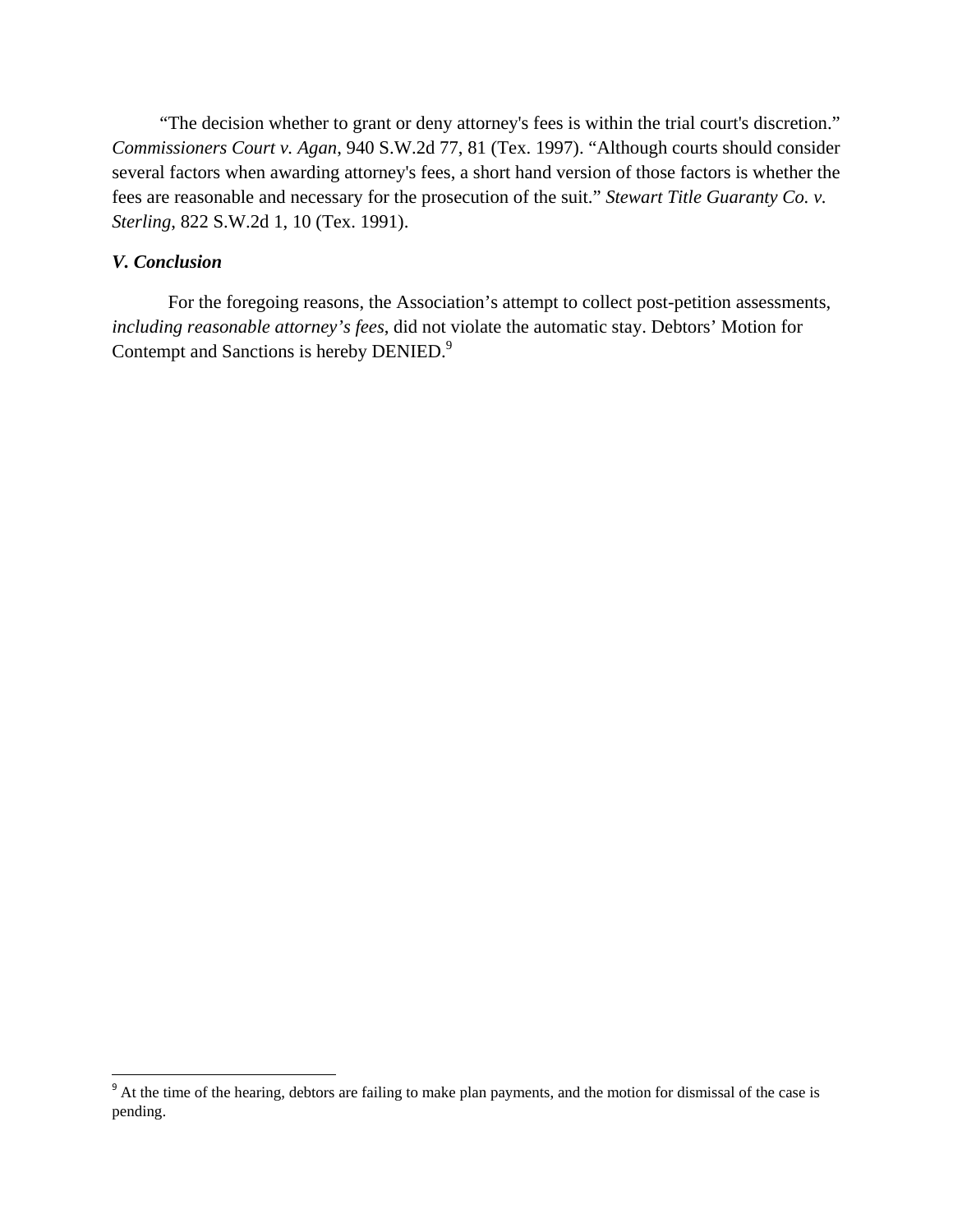"The decision whether to grant or deny attorney's fees is within the trial court's discretion." *Commissioners Court v. Agan*, 940 S.W.2d 77, 81 (Tex. 1997). "Although courts should consider several factors when awarding attorney's fees, a short hand version of those factors is whether the fees are reasonable and necessary for the prosecution of the suit." *Stewart Title Guaranty Co. v. Sterling*, 822 S.W.2d 1, 10 (Tex. 1991).

### *V. Conclusion*

For the foregoing reasons, the Association's attempt to collect post-petition assessments, *including reasonable attorney's fees*, did not violate the automatic stay. Debtors' Motion for Contempt and Sanctions is hereby DENIED.[9]

---

[9] At the time of the hearing, debtors are failing to make plan payments, and the motion for dismissal of the case is pending.